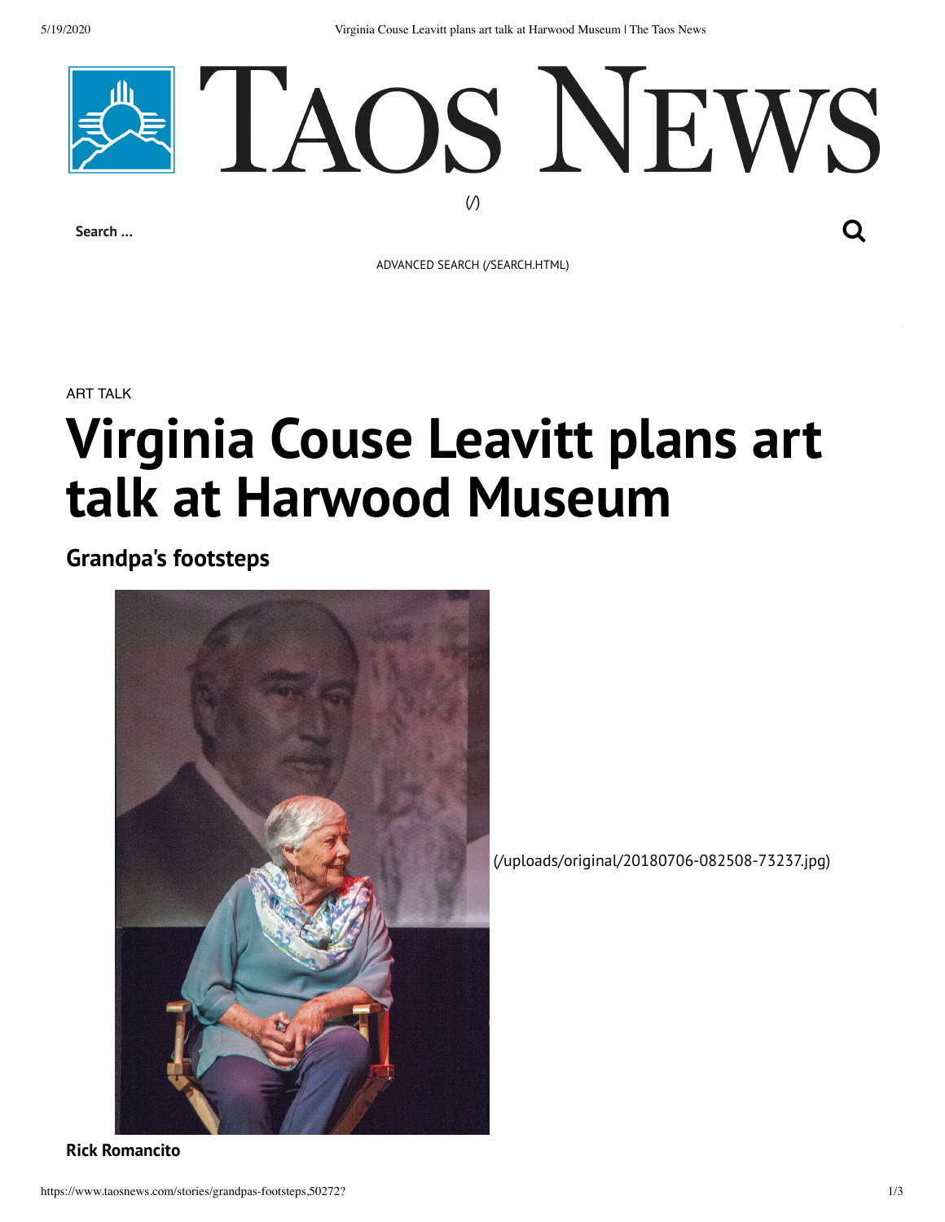# TAOS NEWS

(/)

Search ...

ADVANCED SEARCH (/SEARCH.HTML)

ART TALK

# Virginia Couse Leavitt plans art talk at Harwood Museum

## Grandpa's footsteps

(/uploads/original/20180706-082508-73237.jpg)

**Rick Romancito**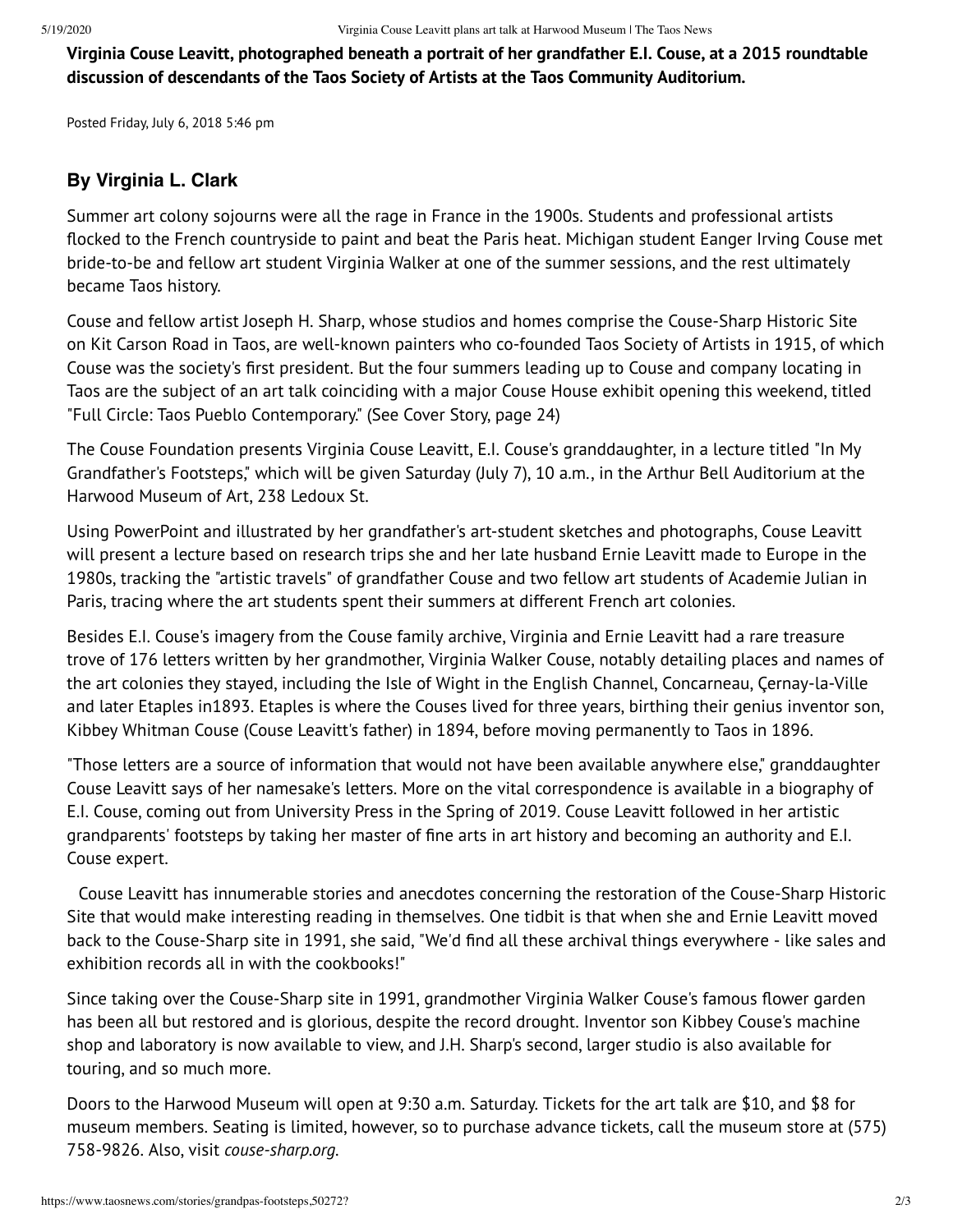**Virginia Couse Leavitt, photographed beneath a portrait of her grandfather E.I. Couse, at a 2015 roundtable discussion of descendants of the Taos Society of Artists at the Taos Community Auditorium.**

Posted Friday, July 6, 2018 5:46 pm

## By Virginia L. Clark

Summer art colony sojourns were all the rage in France in the 1900s. Students and professional artists flocked to the French countryside to paint and beat the Paris heat. Michigan student Eanger Irving Couse met bride-to-be and fellow art student Virginia Walker at one of the summer sessions, and the rest ultimately became Taos history.

Couse and fellow artist Joseph H. Sharp, whose studios and homes comprise the Couse-Sharp Historic Site on Kit Carson Road in Taos, are well-known painters who co-founded Taos Society of Artists in 1915, of which Couse was the society's first president. But the four summers leading up to Couse and company locating in Taos are the subject of an art talk coinciding with a major Couse House exhibit opening this weekend, titled "Full Circle: Taos Pueblo Contemporary." (See Cover Story, page 24)

The Couse Foundation presents Virginia Couse Leavitt, E.I. Couse's granddaughter, in a lecture titled "In My Grandfather's Footsteps," which will be given Saturday (July 7), 10 a.m., in the Arthur Bell Auditorium at the Harwood Museum of Art, 238 Ledoux St.

Using PowerPoint and illustrated by her grandfather's art-student sketches and photographs, Couse Leavitt will present a lecture based on research trips she and her late husband Ernie Leavitt made to Europe in the 1980s, tracking the "artistic travels" of grandfather Couse and two fellow art students of Academie Julian in Paris, tracing where the art students spent their summers at different French art colonies.

Besides E.I. Couse's imagery from the Couse family archive, Virginia and Ernie Leavitt had a rare treasure trove of 176 letters written by her grandmother, Virginia Walker Couse, notably detailing places and names of the art colonies they stayed, including the Isle of Wight in the English Channel, Concarneau, Çernay-la-Ville and later Etaples in1893. Etaples is where the Couses lived for three years, birthing their genius inventor son, Kibbey Whitman Couse (Couse Leavitt's father) in 1894, before moving permanently to Taos in 1896.

"Those letters are a source of information that would not have been available anywhere else," granddaughter Couse Leavitt says of her namesake's letters. More on the vital correspondence is available in a biography of E.I. Couse, coming out from University Press in the Spring of 2019. Couse Leavitt followed in her artistic grandparents' footsteps by taking her master of fine arts in art history and becoming an authority and E.I. Couse expert.

Couse Leavitt has innumerable stories and anecdotes concerning the restoration of the Couse-Sharp Historic Site that would make interesting reading in themselves. One tidbit is that when she and Ernie Leavitt moved back to the Couse-Sharp site in 1991, she said, "We'd find all these archival things everywhere - like sales and exhibition records all in with the cookbooks!"

Since taking over the Couse-Sharp site in 1991, grandmother Virginia Walker Couse's famous flower garden has been all but restored and is glorious, despite the record drought. Inventor son Kibbey Couse's machine shop and laboratory is now available to view, and J.H. Sharp's second, larger studio is also available for touring, and so much more.

Doors to the Harwood Museum will open at 9:30 a.m. Saturday. Tickets for the art talk are $10, and $8 for museum members. Seating is limited, however, so to purchase advance tickets, call the museum store at (575) 758-9826. Also, visit *couse-sharp.org*.